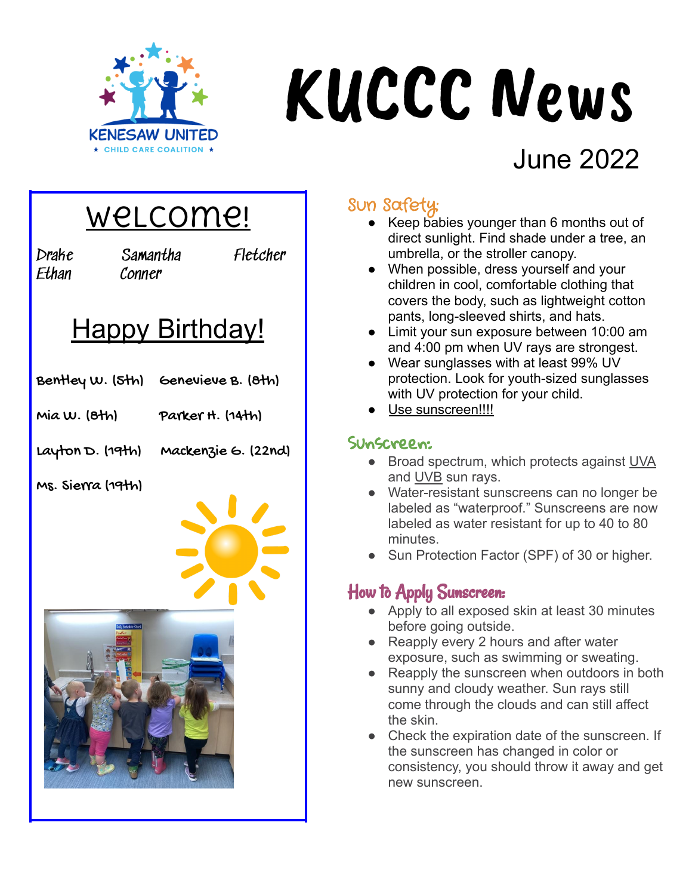# KUCCC News

June 2022

## Welcome!

Drake
Ethan
Samantha
Conner
Fletcher

## Happy Birthday!

Bentley W. (5th)
Genevieve B. (8th)
Mia W. (8th)
Parker H. (14th)
Layton D. (19th)
Mackenzie G. (22nd)
Ms. Sierra (19th)

### Sun Safety:

- Keep babies younger than 6 months out of direct sunlight. Find shade under a tree, an umbrella, or the stroller canopy.
- When possible, dress yourself and your children in cool, comfortable clothing that covers the body, such as lightweight cotton pants, long-sleeved shirts, and hats.
- Limit your sun exposure between 10:00 am and 4:00 pm when UV rays are strongest.
- Wear sunglasses with at least 99% UV protection. Look for youth-sized sunglasses with UV protection for your child.
- Use sunscreen!!!!

### Sunscreen:

- Broad spectrum, which protects against UVA and UVB sun rays.
- Water-resistant sunscreens can no longer be labeled as "waterproof." Sunscreens are now labeled as water resistant for up to 40 to 80 minutes.
- Sun Protection Factor (SPF) of 30 or higher.

### How to Apply Sunscreen:

- Apply to all exposed skin at least 30 minutes before going outside.
- Reapply every 2 hours and after water exposure, such as swimming or sweating.
- Reapply the sunscreen when outdoors in both sunny and cloudy weather. Sun rays still come through the clouds and can still affect the skin.
- Check the expiration date of the sunscreen. If the sunscreen has changed in color or consistency, you should throw it away and get new sunscreen.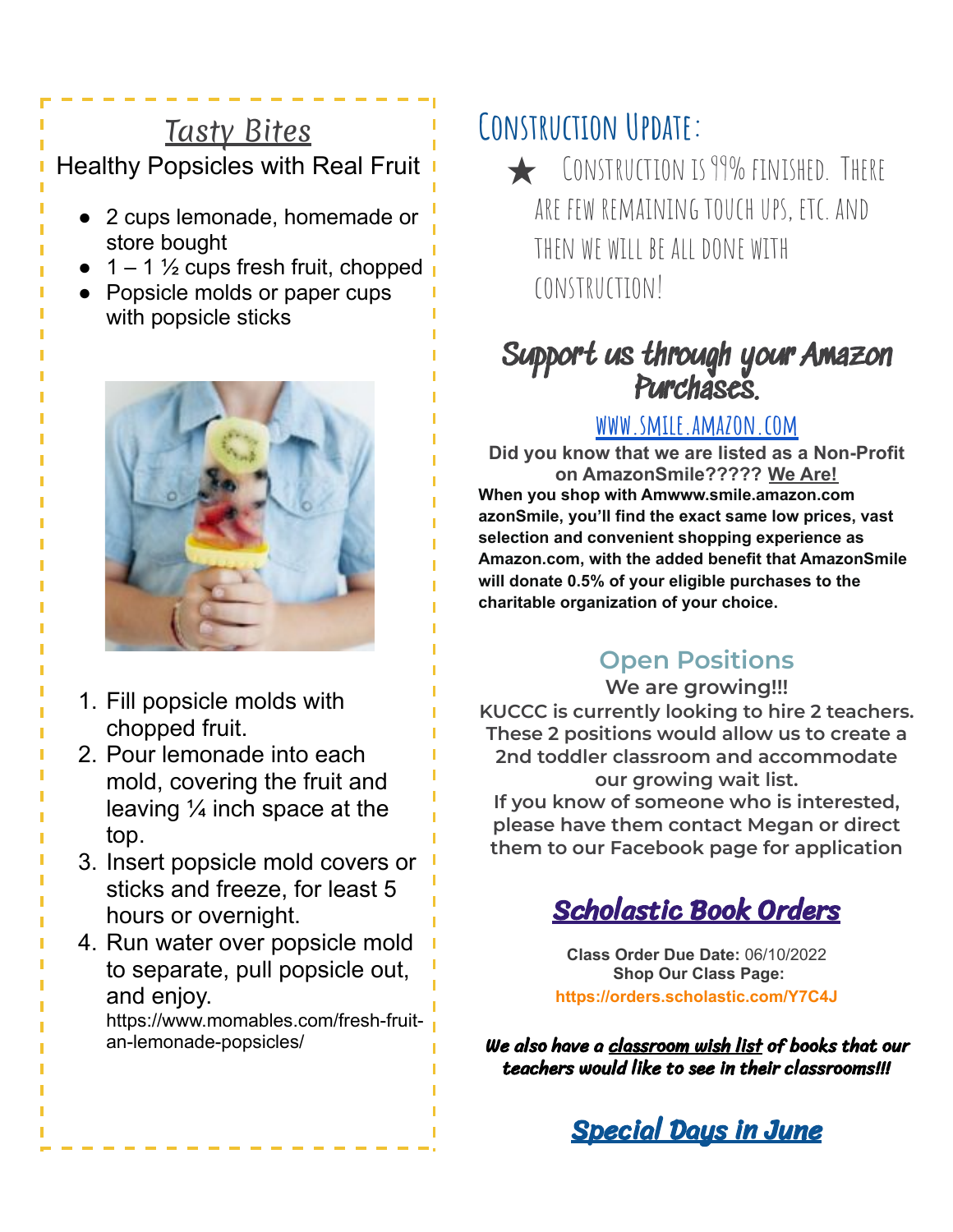## *Tasty Bites*

Healthy Popsicles with Real Fruit

- 2 cups lemonade, homemade or store bought
- 1 – 1 ½ cups fresh fruit, chopped
- Popsicle molds or paper cups with popsicle sticks

1. Fill popsicle molds with chopped fruit.
2. Pour lemonade into each mold, covering the fruit and leaving ¼ inch space at the top.
3. Insert popsicle mold covers or sticks and freeze, for least 5 hours or overnight.
4. Run water over popsicle mold to separate, pull popsicle out, and enjoy.

   https://www.momables.com/fresh-fruit-an-lemonade-popsicles/

## Construction Update:

★ Construction is 99% finished. There are few remaining touch ups, etc. and then we will be all done with construction!

## Support us through your Amazon Purchases.

www.smile.amazon.com

**Did you know that we are listed as a Non-Profit on AmazonSmile????? We Are!**

**When you shop with Amwww.smile.amazon.com azonSmile, you'll find the exact same low prices, vast selection and convenient shopping experience as Amazon.com, with the added benefit that AmazonSmile will donate 0.5% of your eligible purchases to the charitable organization of your choice.**

## Open Positions

**We are growing!!!**

**KUCCC is currently looking to hire 2 teachers. These 2 positions would allow us to create a 2nd toddler classroom and accommodate our growing wait list.**

**If you know of someone who is interested, please have them contact Megan or direct them to our Facebook page for application**

## Scholastic Book Orders

**Class Order Due Date:** 06/10/2022

**Shop Our Class Page:**

**https://orders.scholastic.com/Y7C4J**

***We also have a classroom wish list of books that our teachers would like to see in their classrooms!!!***

## Special Days in June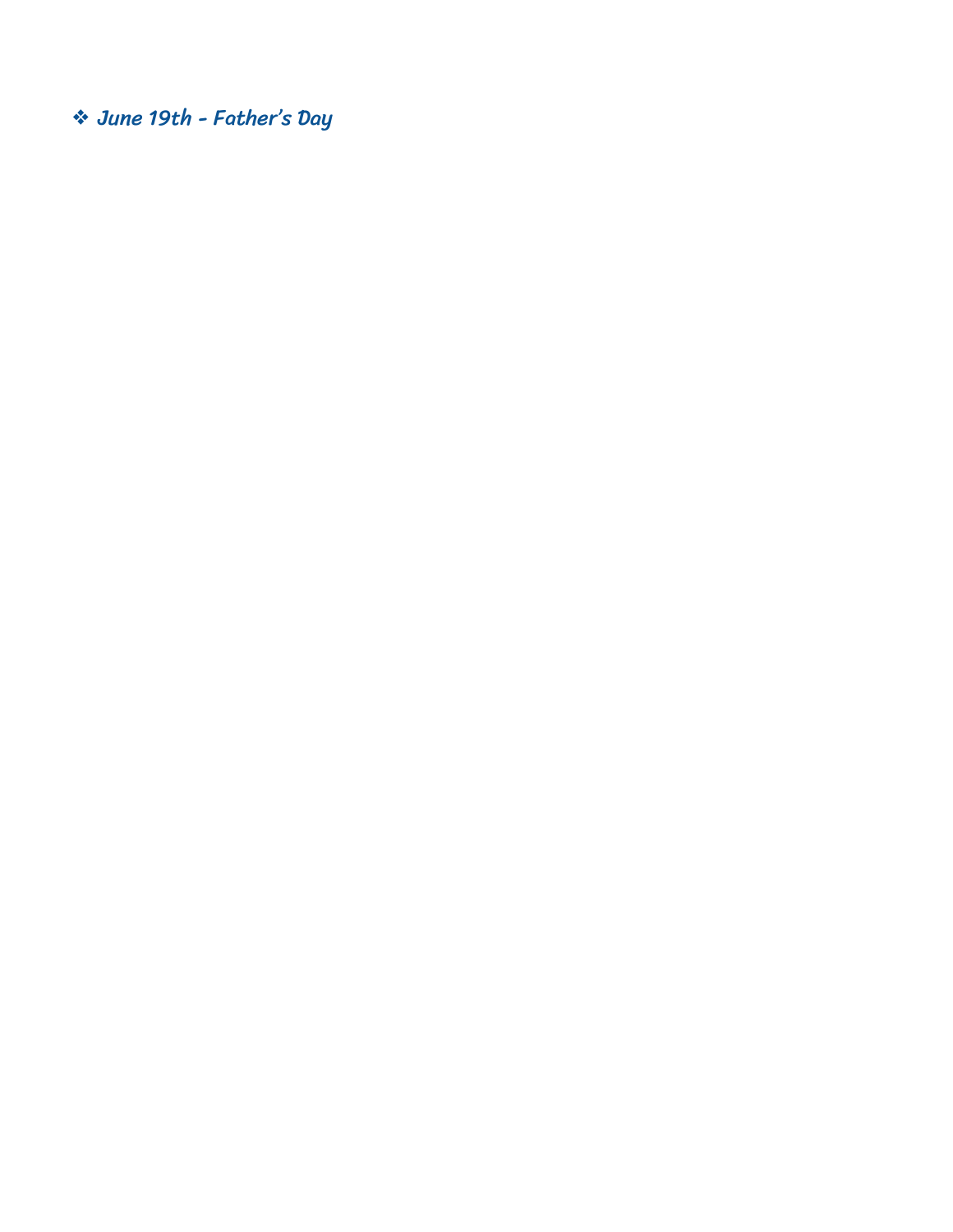- ***June 19th - Father's Day***